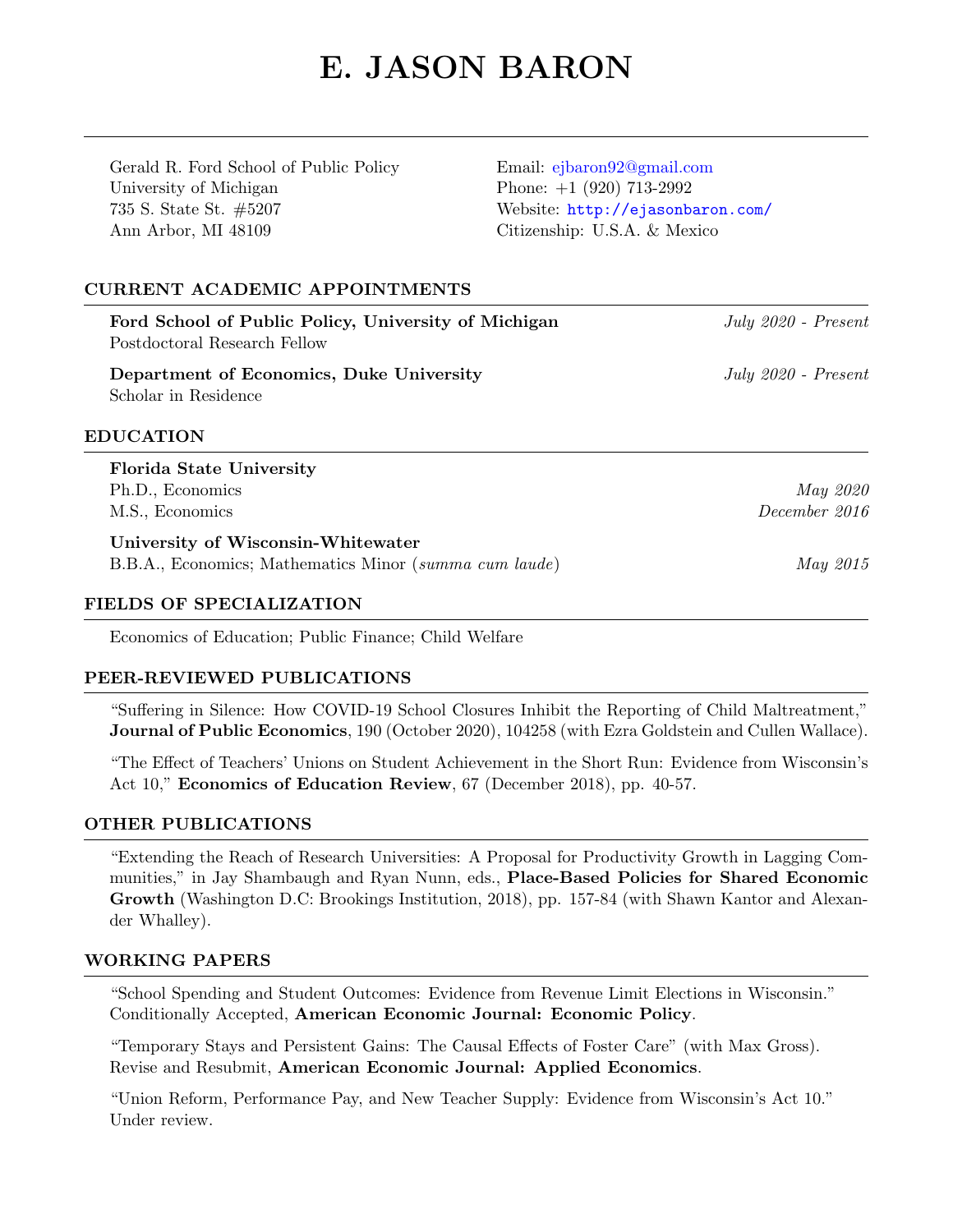# E. JASON BARON

Gerald R. Ford School of Public Policy
University of Michigan
735 S. State St. #5207
Ann Arbor, MI 48109

Email: ejbaron92@gmail.com
Phone: +1 (920) 713-2992
Website: http://ejasonbaron.com/
Citizenship: U.S.A. & Mexico

## CURRENT ACADEMIC APPOINTMENTS

**Ford School of Public Policy, University of Michigan** *July 2020 - Present*
Postdoctoral Research Fellow

**Department of Economics, Duke University** *July 2020 - Present*
Scholar in Residence

## EDUCATION

**Florida State University**
Ph.D., Economics *May 2020*
M.S., Economics *December 2016*

**University of Wisconsin-Whitewater**
B.B.A., Economics; Mathematics Minor (*summa cum laude*) *May 2015*

## FIELDS OF SPECIALIZATION

Economics of Education; Public Finance; Child Welfare

## PEER-REVIEWED PUBLICATIONS

"Suffering in Silence: How COVID-19 School Closures Inhibit the Reporting of Child Maltreatment," **Journal of Public Economics**, 190 (October 2020), 104258 (with Ezra Goldstein and Cullen Wallace).

"The Effect of Teachers' Unions on Student Achievement in the Short Run: Evidence from Wisconsin's Act 10," **Economics of Education Review**, 67 (December 2018), pp. 40-57.

## OTHER PUBLICATIONS

"Extending the Reach of Research Universities: A Proposal for Productivity Growth in Lagging Communities," in Jay Shambaugh and Ryan Nunn, eds., **Place-Based Policies for Shared Economic Growth** (Washington D.C: Brookings Institution, 2018), pp. 157-84 (with Shawn Kantor and Alexander Whalley).

## WORKING PAPERS

"School Spending and Student Outcomes: Evidence from Revenue Limit Elections in Wisconsin." Conditionally Accepted, **American Economic Journal: Economic Policy**.

"Temporary Stays and Persistent Gains: The Causal Effects of Foster Care" (with Max Gross). Revise and Resubmit, **American Economic Journal: Applied Economics**.

"Union Reform, Performance Pay, and New Teacher Supply: Evidence from Wisconsin's Act 10." Under review.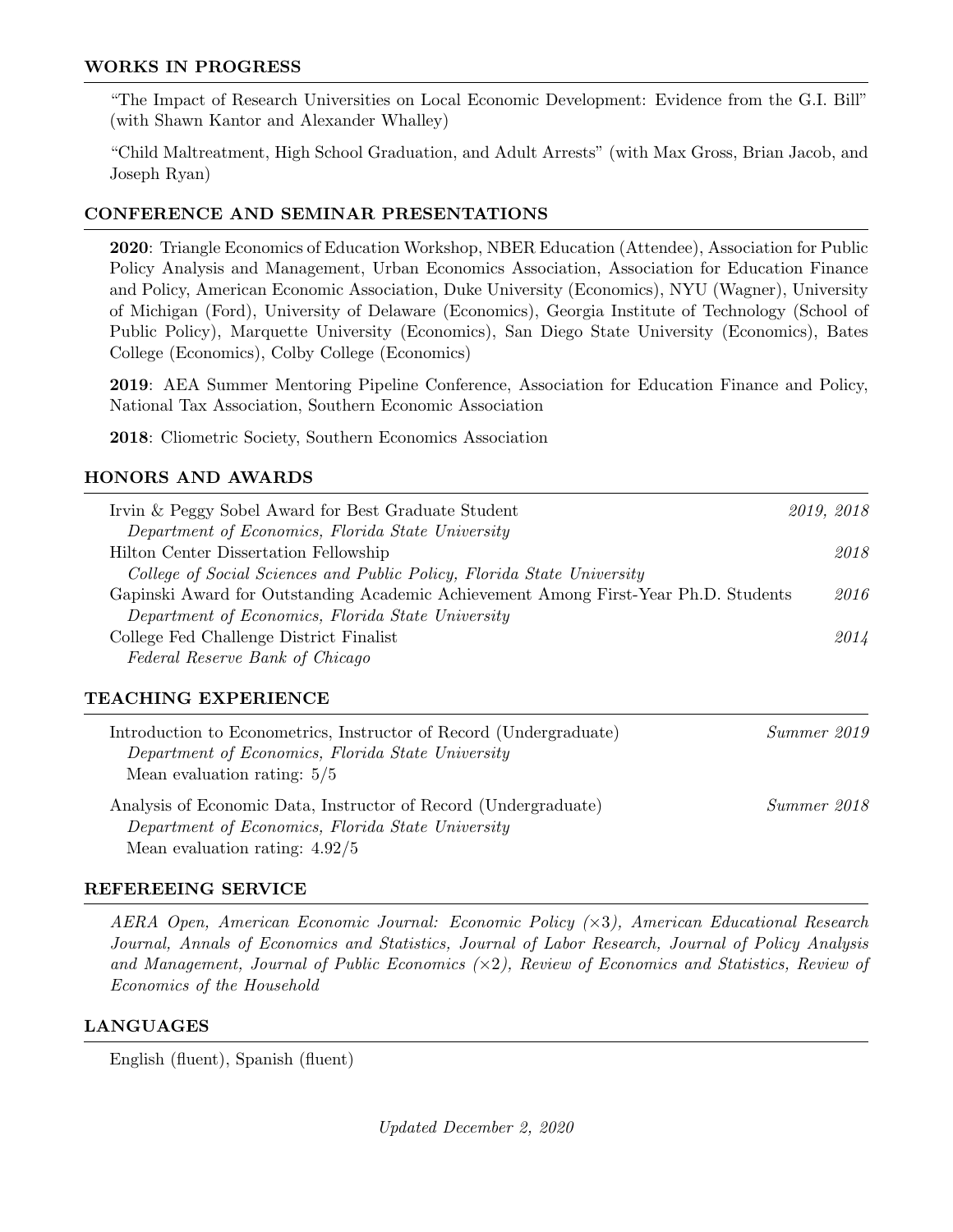## WORKS IN PROGRESS

"The Impact of Research Universities on Local Economic Development: Evidence from the G.I. Bill" (with Shawn Kantor and Alexander Whalley)

"Child Maltreatment, High School Graduation, and Adult Arrests" (with Max Gross, Brian Jacob, and Joseph Ryan)

## CONFERENCE AND SEMINAR PRESENTATIONS

**2020**: Triangle Economics of Education Workshop, NBER Education (Attendee), Association for Public Policy Analysis and Management, Urban Economics Association, Association for Education Finance and Policy, American Economic Association, Duke University (Economics), NYU (Wagner), University of Michigan (Ford), University of Delaware (Economics), Georgia Institute of Technology (School of Public Policy), Marquette University (Economics), San Diego State University (Economics), Bates College (Economics), Colby College (Economics)

**2019**: AEA Summer Mentoring Pipeline Conference, Association for Education Finance and Policy, National Tax Association, Southern Economic Association

**2018**: Cliometric Society, Southern Economics Association

## HONORS AND AWARDS

Irvin & Peggy Sobel Award for Best Graduate Student — *2019, 2018*
*Department of Economics, Florida State University*

Hilton Center Dissertation Fellowship — *2018*
*College of Social Sciences and Public Policy, Florida State University*

Gapinski Award for Outstanding Academic Achievement Among First-Year Ph.D. Students — *2016*
*Department of Economics, Florida State University*

College Fed Challenge District Finalist — *2014*
*Federal Reserve Bank of Chicago*

## TEACHING EXPERIENCE

Introduction to Econometrics, Instructor of Record (Undergraduate) — *Summer 2019*
*Department of Economics, Florida State University*
Mean evaluation rating: 5/5

Analysis of Economic Data, Instructor of Record (Undergraduate) — *Summer 2018*
*Department of Economics, Florida State University*
Mean evaluation rating: 4.92/5

## REFEREEING SERVICE

*AERA Open, American Economic Journal: Economic Policy (×3), American Educational Research Journal, Annals of Economics and Statistics, Journal of Labor Research, Journal of Policy Analysis and Management, Journal of Public Economics (×2), Review of Economics and Statistics, Review of Economics of the Household*

## LANGUAGES

English (fluent), Spanish (fluent)

*Updated December 2, 2020*